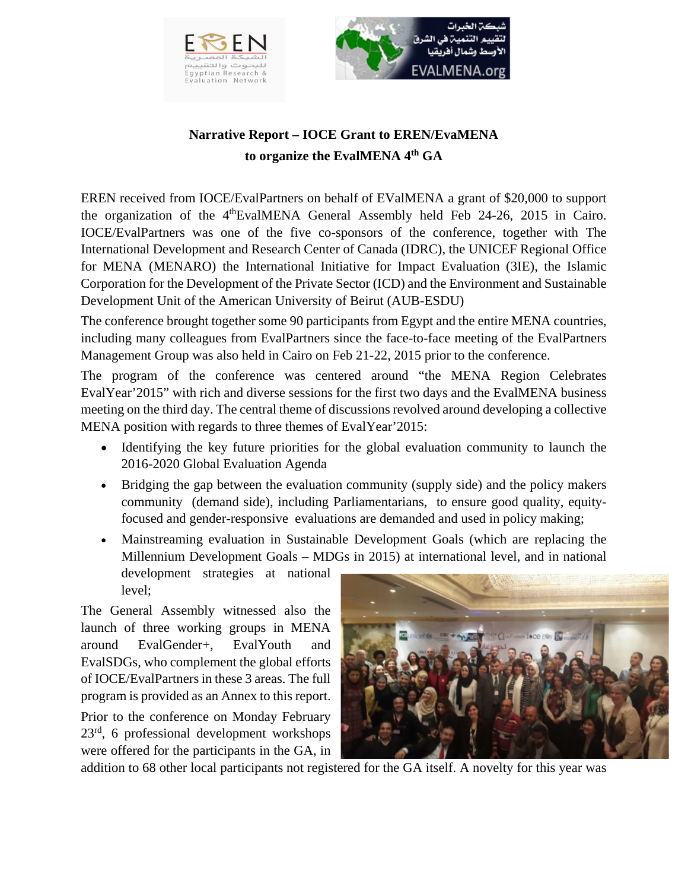# Narrative Report – IOCE Grant to EREN/EvaMENA to organize the EvalMENA 4th GA

EREN received from IOCE/EvalPartners on behalf of EValMENA a grant of $20,000 to support the organization of the 4thEvalMENA General Assembly held Feb 24-26, 2015 in Cairo. IOCE/EvalPartners was one of the five co-sponsors of the conference, together with The International Development and Research Center of Canada (IDRC), the UNICEF Regional Office for MENA (MENARO) the International Initiative for Impact Evaluation (3IE), the Islamic Corporation for the Development of the Private Sector (ICD) and the Environment and Sustainable Development Unit of the American University of Beirut (AUB-ESDU)

The conference brought together some 90 participants from Egypt and the entire MENA countries, including many colleagues from EvalPartners since the face-to-face meeting of the EvalPartners Management Group was also held in Cairo on Feb 21-22, 2015 prior to the conference.

The program of the conference was centered around "the MENA Region Celebrates EvalYear'2015" with rich and diverse sessions for the first two days and the EvalMENA business meeting on the third day. The central theme of discussions revolved around developing a collective MENA position with regards to three themes of EvalYear'2015:

- Identifying the key future priorities for the global evaluation community to launch the 2016-2020 Global Evaluation Agenda
- Bridging the gap between the evaluation community (supply side) and the policy makers community (demand side), including Parliamentarians, to ensure good quality, equity-focused and gender-responsive evaluations are demanded and used in policy making;
- Mainstreaming evaluation in Sustainable Development Goals (which are replacing the Millennium Development Goals – MDGs in 2015) at international level, and in national development strategies at national level;

The General Assembly witnessed also the launch of three working groups in MENA around EvalGender+, EvalYouth and EvalSDGs, who complement the global efforts of IOCE/EvalPartners in these 3 areas. The full program is provided as an Annex to this report.

Prior to the conference on Monday February 23rd, 6 professional development workshops were offered for the participants in the GA, in addition to 68 other local participants not registered for the GA itself. A novelty for this year was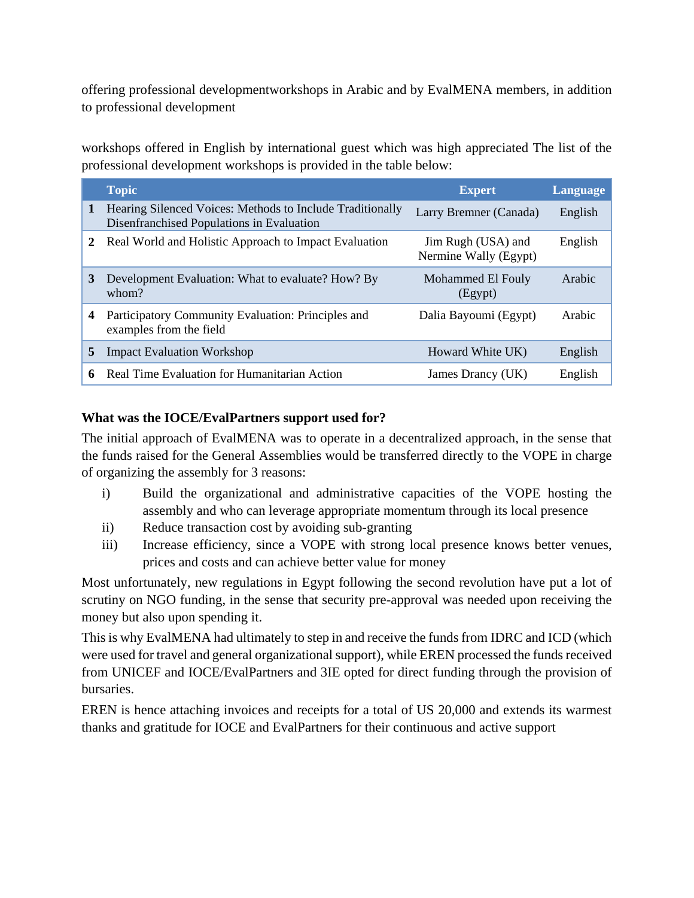offering professional developmentworkshops in Arabic and by EvalMENA members, in addition to professional development

workshops offered in English by international guest which was high appreciated The list of the professional development workshops is provided in the table below:

| | Topic | Expert | Language |
|---|---|---|---|
| 1 | Hearing Silenced Voices: Methods to Include Traditionally Disenfranchised Populations in Evaluation | Larry Bremner (Canada) | English |
| 2 | Real World and Holistic Approach to Impact Evaluation | Jim Rugh (USA) and Nermine Wally (Egypt) | English |
| 3 | Development Evaluation: What to evaluate? How? By whom? | Mohammed El Fouly (Egypt) | Arabic |
| 4 | Participatory Community Evaluation: Principles and examples from the field | Dalia Bayoumi (Egypt) | Arabic |
| 5 | Impact Evaluation Workshop | Howard White UK) | English |
| 6 | Real Time Evaluation for Humanitarian Action | James Drancy (UK) | English |

**What was the IOCE/EvalPartners support used for?**

The initial approach of EvalMENA was to operate in a decentralized approach, in the sense that the funds raised for the General Assemblies would be transferred directly to the VOPE in charge of organizing the assembly for 3 reasons:

i) Build the organizational and administrative capacities of the VOPE hosting the assembly and who can leverage appropriate momentum through its local presence
ii) Reduce transaction cost by avoiding sub-granting
iii) Increase efficiency, since a VOPE with strong local presence knows better venues, prices and costs and can achieve better value for money

Most unfortunately, new regulations in Egypt following the second revolution have put a lot of scrutiny on NGO funding, in the sense that security pre-approval was needed upon receiving the money but also upon spending it.

This is why EvalMENA had ultimately to step in and receive the funds from IDRC and ICD (which were used for travel and general organizational support), while EREN processed the funds received from UNICEF and IOCE/EvalPartners and 3IE opted for direct funding through the provision of bursaries.

EREN is hence attaching invoices and receipts for a total of US 20,000 and extends its warmest thanks and gratitude for IOCE and EvalPartners for their continuous and active support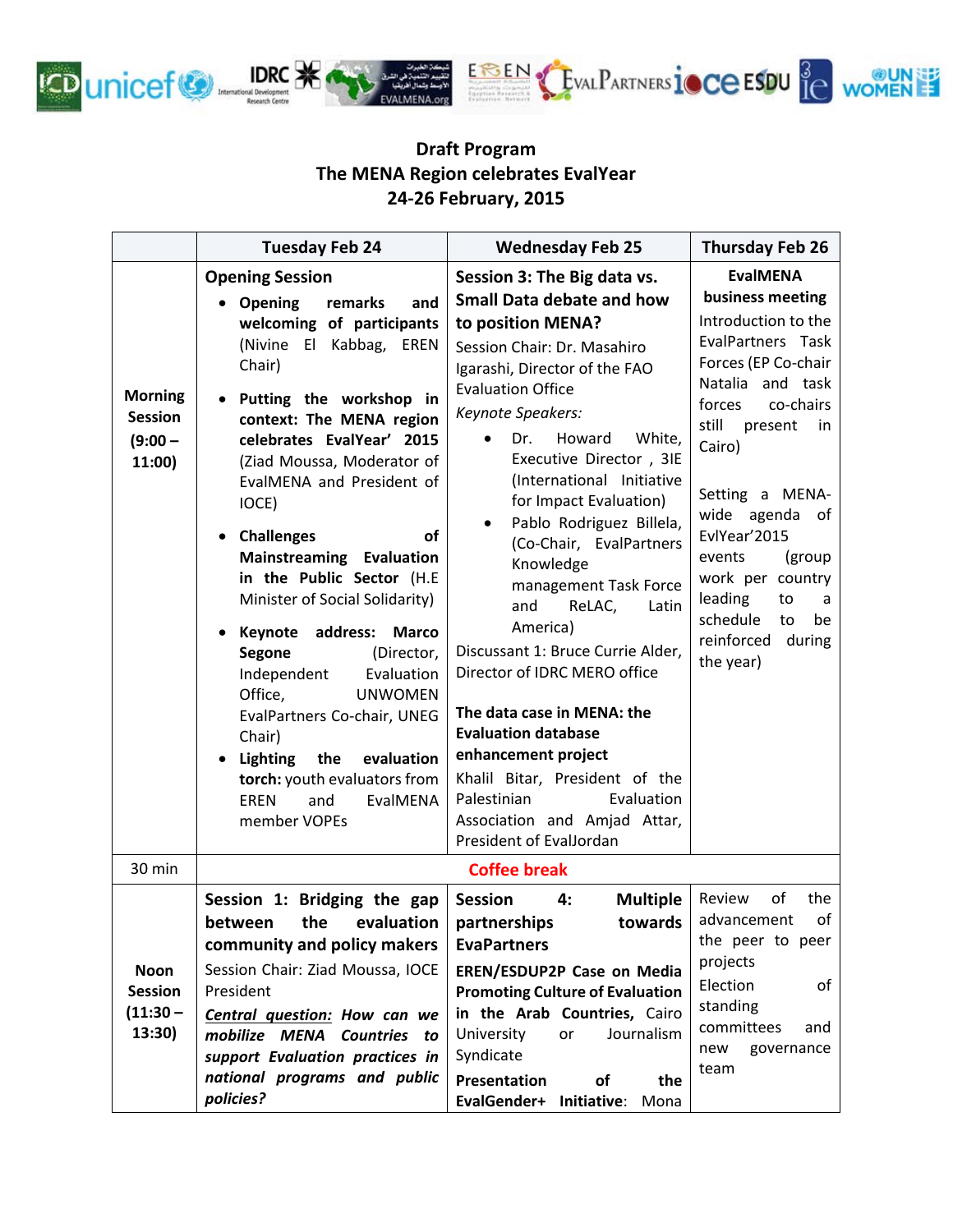**Draft Program**
**The MENA Region celebrates EvalYear**
**24-26 February, 2015**

| | Tuesday Feb 24 | Wednesday Feb 25 | Thursday Feb 26 |
|---|---|---|---|
| **Morning Session (9:00 – 11:00)** | **Opening Session**<br>• **Opening remarks and welcoming of participants** (Nivine El Kabbag, EREN Chair)<br>• **Putting the workshop in context: The MENA region celebrates EvalYear' 2015** (Ziad Moussa, Moderator of EvalMENA and President of IOCE)<br>• **Challenges of Mainstreaming Evaluation in the Public Sector** (H.E Minister of Social Solidarity)<br>• **Keynote address: Marco Segone** (Director, Independent Evaluation Office, UNWOMEN EvalPartners Co-chair, UNEG Chair)<br>• **Lighting the evaluation torch:** youth evaluators from EREN and EvalMENA member VOPEs | **Session 3: The Big data vs. Small Data debate and how to position MENA?**<br>Session Chair: Dr. Masahiro Igarashi, Director of the FAO Evaluation Office<br>*Keynote Speakers:*<br>• Dr. Howard White, Executive Director , 3IE (International Initiative for Impact Evaluation)<br>• Pablo Rodriguez Billela, (Co-Chair, EvalPartners Knowledge management Task Force and ReLAC, Latin America)<br>Discussant 1: Bruce Currie Alder, Director of IDRC MERO office<br>**The data case in MENA: the Evaluation database enhancement project**<br>Khalil Bitar, President of the Palestinian Evaluation Association and Amjad Attar, President of EvalJordan | **EvalMENA business meeting**<br>Introduction to the EvalPartners Task Forces (EP Co-chair Natalia and task forces co-chairs still present in Cairo)<br>Setting a MENA-wide agenda of EvlYear'2015 events (group work per country leading to a schedule to be reinforced during the year) |
| 30 min | **Coffee break** | | |
| **Noon Session (11:30 – 13:30)** | **Session 1: Bridging the gap between the evaluation community and policy makers**<br>Session Chair: Ziad Moussa, IOCE President<br>***Central question:*** ***How can we mobilize MENA Countries to support Evaluation practices in national programs and public policies?*** | **Session 4: Multiple partnerships towards EvaPartners**<br>**EREN/ESDUP2P Case on Media Promoting Culture of Evaluation in the Arab Countries,** Cairo University or Journalism Syndicate<br>**Presentation of the EvalGender+ Initiative**: Mona | Review of the advancement of the peer to peer projects<br>Election of standing committees and new governance team |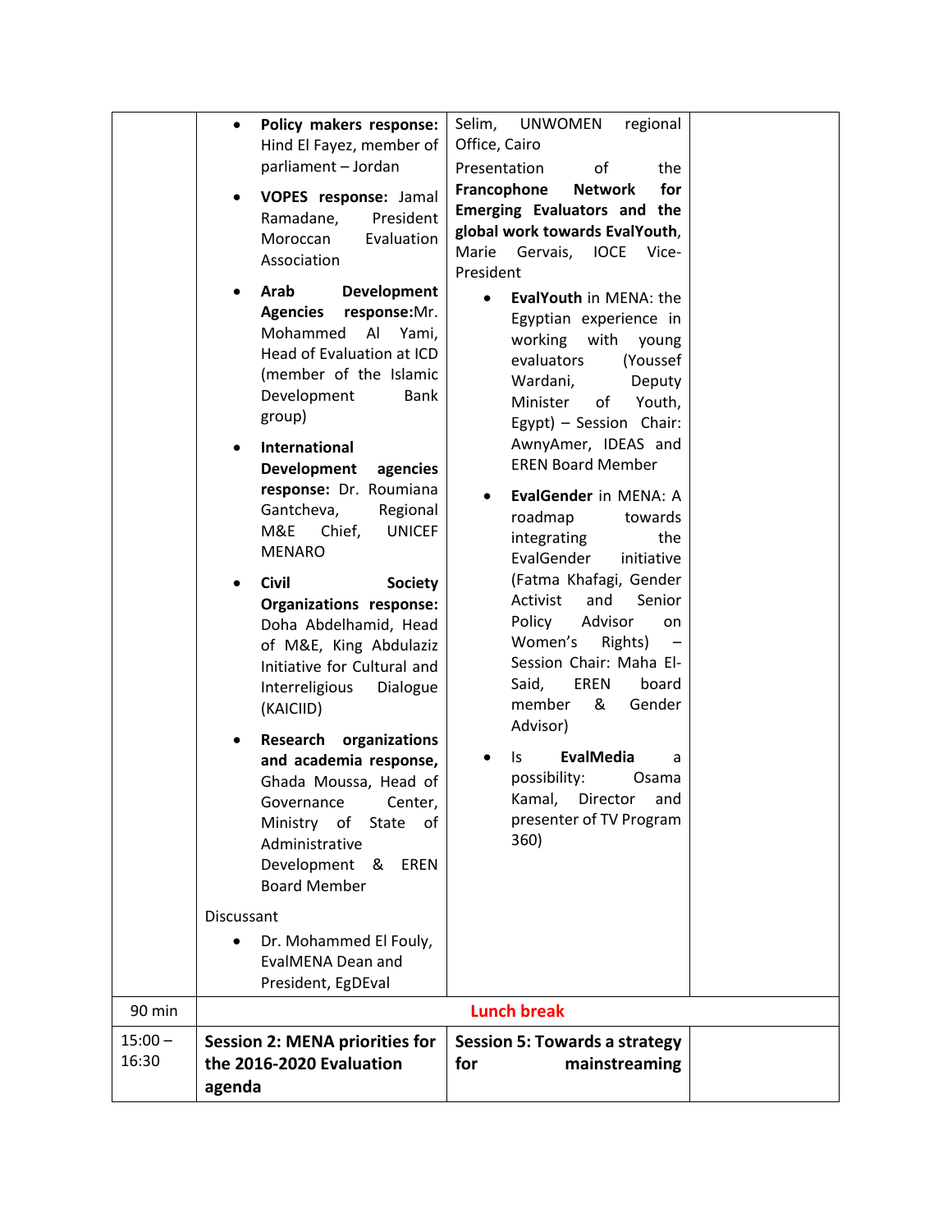| | | | |
|---|---|---|---|
| | • **Policy makers response:** Hind El Fayez, member of parliament – Jordan<br>• **VOPES response:** Jamal Ramadane, President Moroccan Evaluation Association<br>• **Arab Development Agencies response:** Mr. Mohammed Al Yami, Head of Evaluation at ICD (member of the Islamic Development Bank group)<br>• **International Development agencies response:** Dr. Roumiana Gantcheva, Regional M&E Chief, UNICEF MENARO<br>• **Civil Society Organizations response:** Doha Abdelhamid, Head of M&E, King Abdulaziz Initiative for Cultural and Interreligious Dialogue (KAICIID)<br>• **Research organizations and academia response,** Ghada Moussa, Head of Governance Center, Ministry of State of Administrative Development & EREN Board Member<br><br>Discussant<br>• Dr. Mohammed El Fouly, EvalMENA Dean and President, EgDEval | Selim, UNWOMEN regional Office, Cairo<br><br>Presentation of the **Francophone Network for Emerging Evaluators and the global work towards EvalYouth**, Marie Gervais, IOCE Vice-President<br>• **EvalYouth** in MENA: the Egyptian experience in working with young evaluators (Youssef Wardani, Deputy Minister of Youth, Egypt) – Session Chair: AwnyAmer, IDEAS and EREN Board Member<br>• **EvalGender** in MENA: A roadmap towards integrating the EvalGender initiative (Fatma Khafagi, Gender Activist and Senior Policy Advisor on Women's Rights) – Session Chair: Maha El-Said, EREN board member & Gender Advisor)<br>• Is **EvalMedia** a possibility: Osama Kamal, Director and presenter of TV Program 360) | |
| 90 min | **Lunch break** | | |
| 15:00 – 16:30 | **Session 2: MENA priorities for the 2016-2020 Evaluation agenda** | **Session 5: Towards a strategy for mainstreaming** | |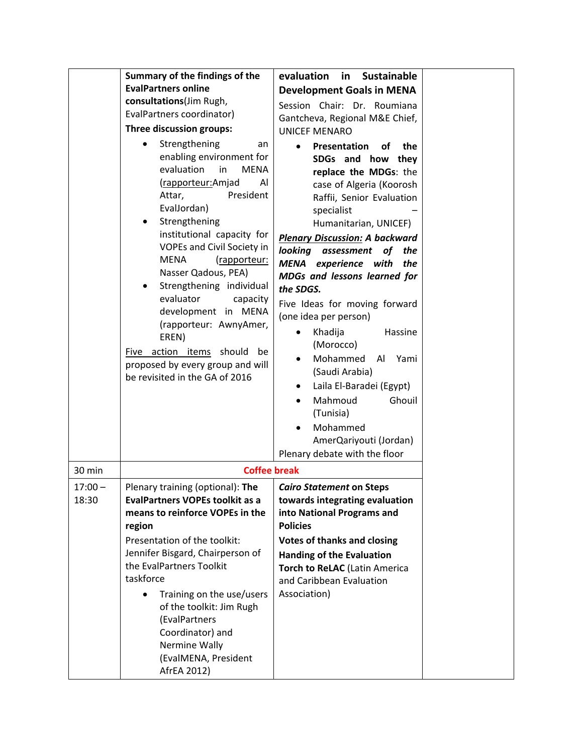| | | | |
|---|---|---|---|
| | **Summary of the findings of the EvalPartners online consultations**(Jim Rugh, EvalPartners coordinator)<br>**Three discussion groups:**<br>• Strengthening an enabling environment for evaluation in MENA (<u>rapporteur:</u>Amjad Al Attar, President EvalJordan)<br>• Strengthening institutional capacity for VOPEs and Civil Society in MENA (<u>rapporteur:</u> Nasser Qadous, PEA)<br>• Strengthening individual evaluator capacity development in MENA (rapporteur: AwnyAmer, EREN)<br><u>Five action items</u> should be proposed by every group and will be revisited in the GA of 2016 | **evaluation in Sustainable Development Goals in MENA**<br>Session Chair: Dr. Roumiana Gantcheva, Regional M&E Chief, UNICEF MENARO<br>• **Presentation of the SDGs and how they replace the MDGs**: the case of Algeria (Koorosh Raffii, Senior Evaluation specialist – Humanitarian, UNICEF)<br>***<u>Plenary Discussion:</u> A backward looking assessment of the MENA experience with the MDGs and lessons learned for the SDGS.***<br>Five Ideas for moving forward (one idea per person)<br>• Khadija Hassine (Morocco)<br>• Mohammed Al Yami (Saudi Arabia)<br>• Laila El-Baradei (Egypt)<br>• Mahmoud Ghouil (Tunisia)<br>• Mohammed AmerQariyouti (Jordan)<br>Plenary debate with the floor | |
| 30 min | **Coffee break** | | |
| 17:00 – 18:30 | Plenary training (optional): **The EvalPartners VOPEs toolkit as a means to reinforce VOPEs in the region**<br>Presentation of the toolkit: Jennifer Bisgard, Chairperson of the EvalPartners Toolkit taskforce<br>• Training on the use/users of the toolkit: Jim Rugh (EvalPartners Coordinator) and Nermine Wally (EvalMENA, President AfrEA 2012) | ***Cairo Statement* on Steps towards integrating evaluation into National Programs and Policies**<br>**Votes of thanks and closing**<br>**Handing of the Evaluation Torch to ReLAC** (Latin America and Caribbean Evaluation Association) | |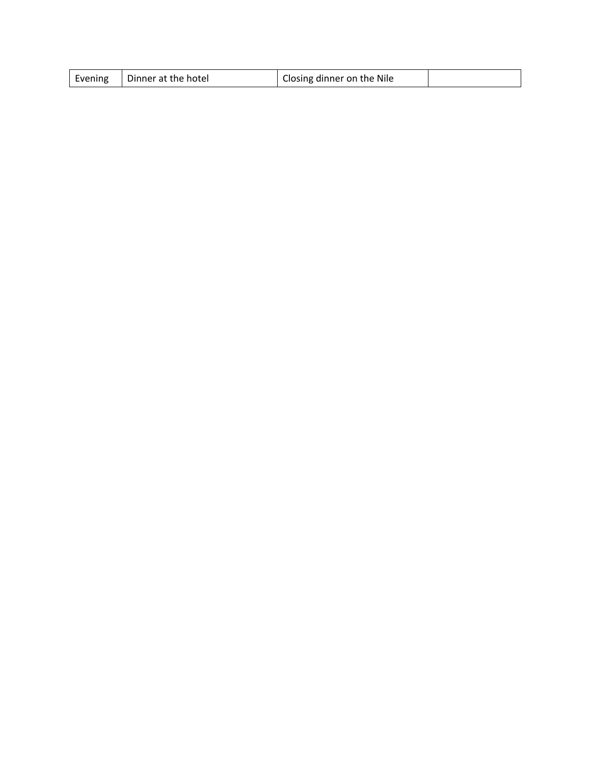| | | | |
|---|---|---|---|
| Evening | Dinner at the hotel | Closing dinner on the Nile | |